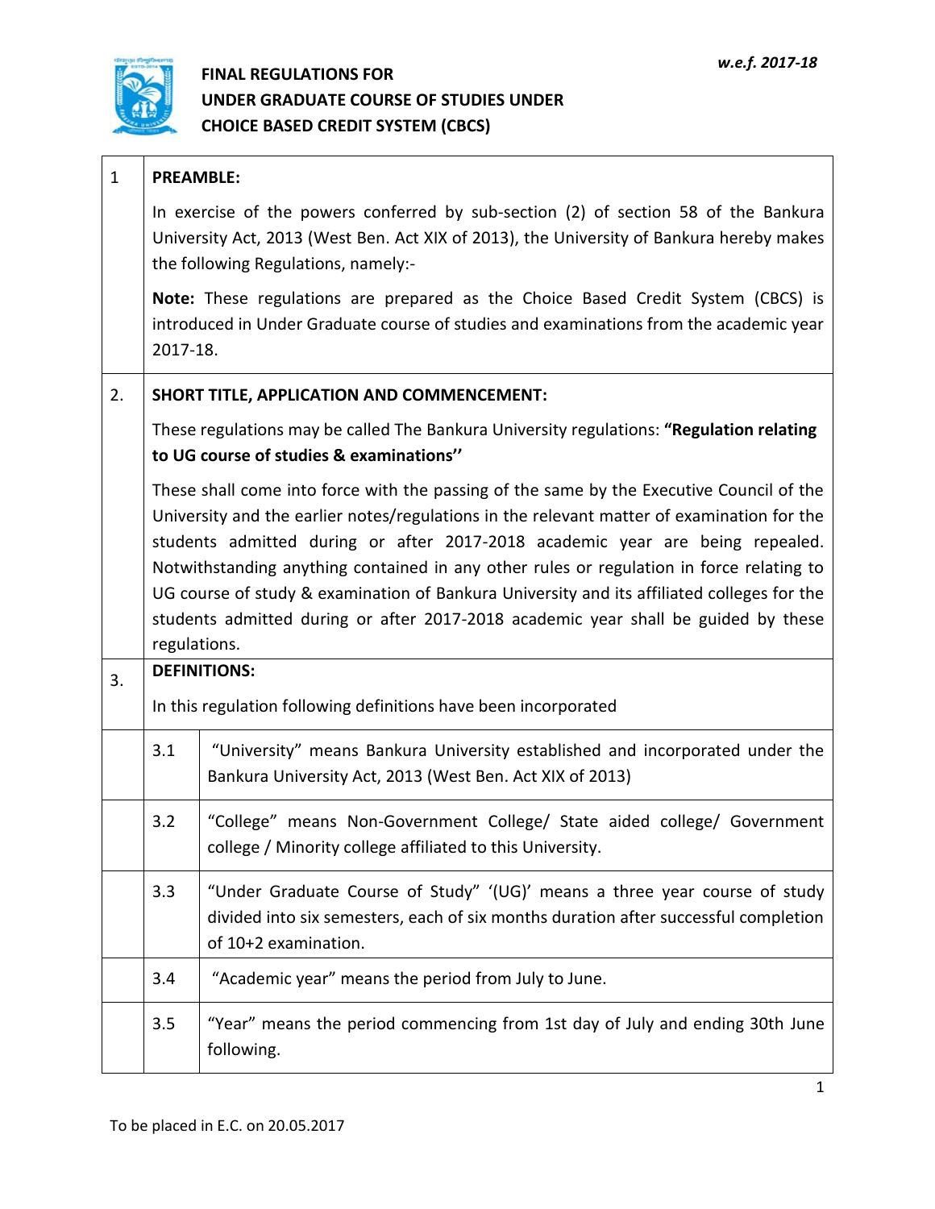*w.e.f. 2017-18*

# FINAL REGULATIONS FOR UNDER GRADUATE COURSE OF STUDIES UNDER CHOICE BASED CREDIT SYSTEM (CBCS)

## 1 PREAMBLE:

In exercise of the powers conferred by sub-section (2) of section 58 of the Bankura University Act, 2013 (West Ben. Act XIX of 2013), the University of Bankura hereby makes the following Regulations, namely:-

**Note:** These regulations are prepared as the Choice Based Credit System (CBCS) is introduced in Under Graduate course of studies and examinations from the academic year 2017-18.

## 2. SHORT TITLE, APPLICATION AND COMMENCEMENT:

These regulations may be called The Bankura University regulations: **"Regulation relating to UG course of studies & examinations''**

These shall come into force with the passing of the same by the Executive Council of the University and the earlier notes/regulations in the relevant matter of examination for the students admitted during or after 2017-2018 academic year are being repealed. Notwithstanding anything contained in any other rules or regulation in force relating to UG course of study & examination of Bankura University and its affiliated colleges for the students admitted during or after 2017-2018 academic year shall be guided by these regulations.

## 3. DEFINITIONS:

In this regulation following definitions have been incorporated

3.1 "University" means Bankura University established and incorporated under the Bankura University Act, 2013 (West Ben. Act XIX of 2013)

3.2 "College" means Non-Government College/ State aided college/ Government college / Minority college affiliated to this University.

3.3 "Under Graduate Course of Study" '(UG)' means a three year course of study divided into six semesters, each of six months duration after successful completion of 10+2 examination.

3.4 "Academic year" means the period from July to June.

3.5 "Year" means the period commencing from 1st day of July and ending 30th June following.

To be placed in E.C. on 20.05.2017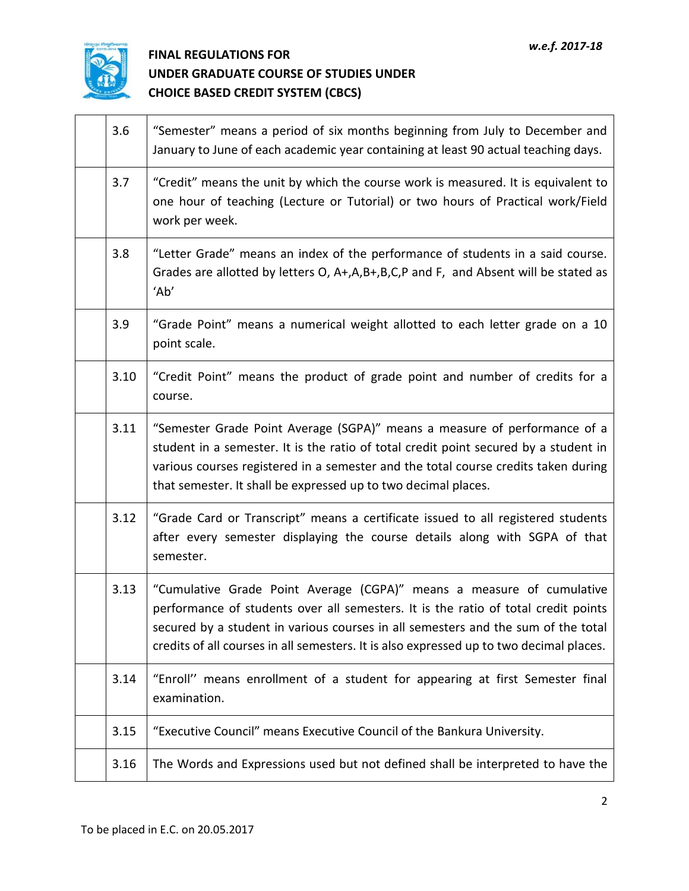| | | |
|---|---|---|
| | 3.6 | "Semester" means a period of six months beginning from July to December and January to June of each academic year containing at least 90 actual teaching days. |
| | 3.7 | "Credit" means the unit by which the course work is measured. It is equivalent to one hour of teaching (Lecture or Tutorial) or two hours of Practical work/Field work per week. |
| | 3.8 | "Letter Grade" means an index of the performance of students in a said course. Grades are allotted by letters O, A+,A,B+,B,C,P and F, and Absent will be stated as 'Ab' |
| | 3.9 | "Grade Point" means a numerical weight allotted to each letter grade on a 10 point scale. |
| | 3.10 | "Credit Point" means the product of grade point and number of credits for a course. |
| | 3.11 | "Semester Grade Point Average (SGPA)" means a measure of performance of a student in a semester. It is the ratio of total credit point secured by a student in various courses registered in a semester and the total course credits taken during that semester. It shall be expressed up to two decimal places. |
| | 3.12 | "Grade Card or Transcript" means a certificate issued to all registered students after every semester displaying the course details along with SGPA of that semester. |
| | 3.13 | "Cumulative Grade Point Average (CGPA)" means a measure of cumulative performance of students over all semesters. It is the ratio of total credit points secured by a student in various courses in all semesters and the sum of the total credits of all courses in all semesters. It is also expressed up to two decimal places. |
| | 3.14 | "Enroll'' means enrollment of a student for appearing at first Semester final examination. |
| | 3.15 | "Executive Council" means Executive Council of the Bankura University. |
| | 3.16 | The Words and Expressions used but not defined shall be interpreted to have the |

To be placed in E.C. on 20.05.2017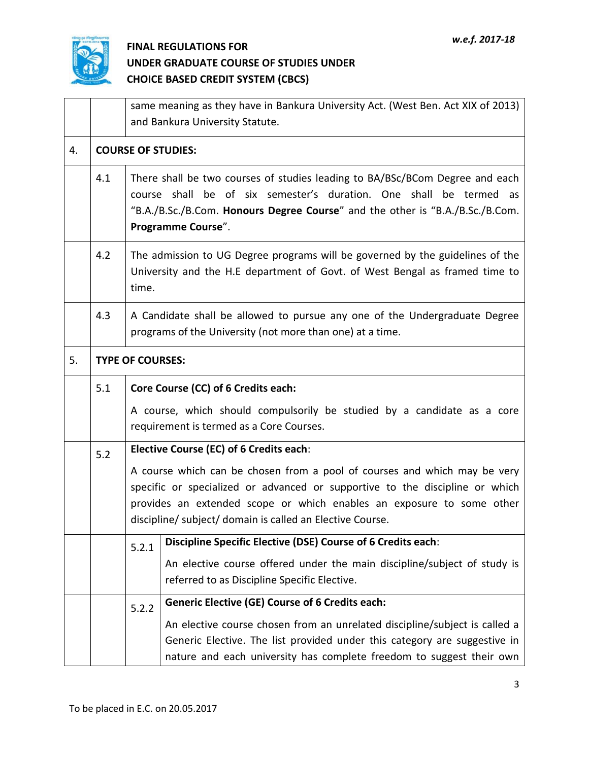same meaning as they have in Bankura University Act. (West Ben. Act XIX of 2013) and Bankura University Statute.

## 4. COURSE OF STUDIES:

**4.1** There shall be two courses of studies leading to BA/BSc/BCom Degree and each course shall be of six semester's duration. One shall be termed as "B.A./B.Sc./B.Com. **Honours Degree Course**" and the other is "B.A./B.Sc./B.Com. **Programme Course**".

**4.2** The admission to UG Degree programs will be governed by the guidelines of the University and the H.E department of Govt. of West Bengal as framed time to time.

**4.3** A Candidate shall be allowed to pursue any one of the Undergraduate Degree programs of the University (not more than one) at a time.

## 5. TYPE OF COURSES:

**5.1 Core Course (CC) of 6 Credits each:**

A course, which should compulsorily be studied by a candidate as a core requirement is termed as a Core Courses.

**5.2 Elective Course (EC) of 6 Credits each:**

A course which can be chosen from a pool of courses and which may be very specific or specialized or advanced or supportive to the discipline or which provides an extended scope or which enables an exposure to some other discipline/ subject/ domain is called an Elective Course.

**5.2.1 Discipline Specific Elective (DSE) Course of 6 Credits each:**

An elective course offered under the main discipline/subject of study is referred to as Discipline Specific Elective.

**5.2.2 Generic Elective (GE) Course of 6 Credits each:**

An elective course chosen from an unrelated discipline/subject is called a Generic Elective. The list provided under this category are suggestive in nature and each university has complete freedom to suggest their own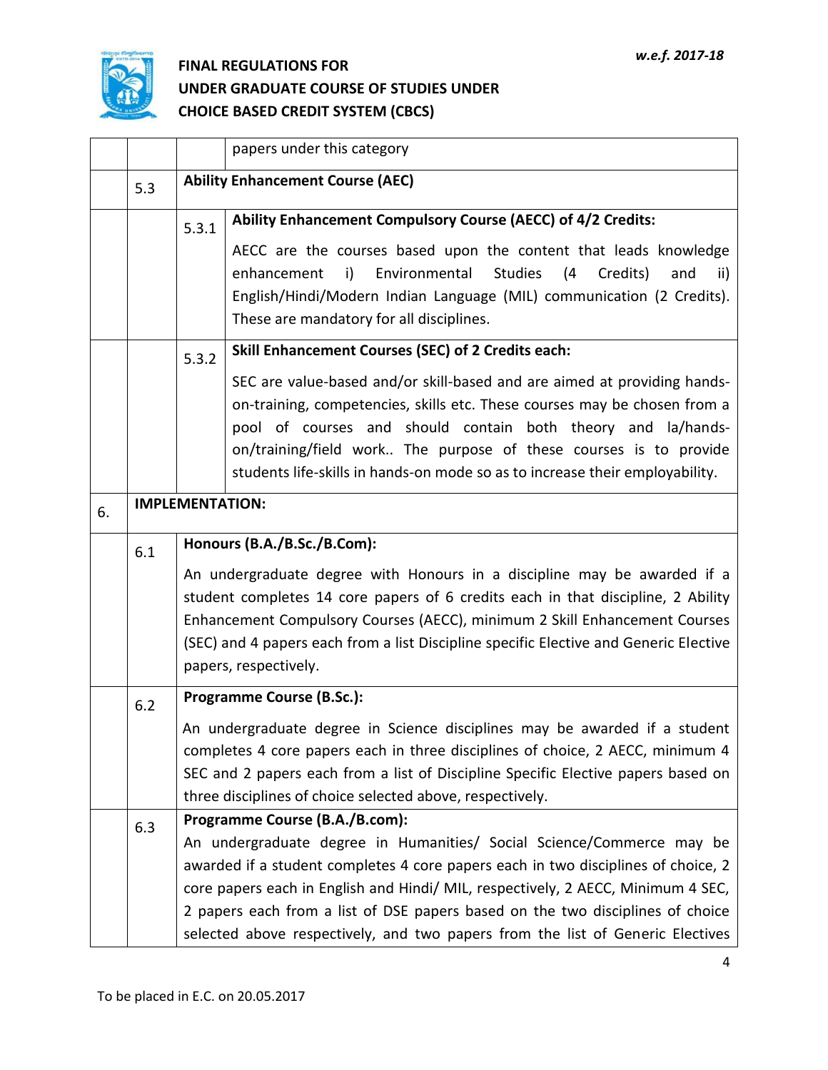| | | | |
|---|---|---|---|
| | | | papers under this category |
| | 5.3 | **Ability Enhancement Course (AEC)** | |
| | | 5.3.1 | **Ability Enhancement Compulsory Course (AECC) of 4/2 Credits:**<br><br>AECC are the courses based upon the content that leads knowledge enhancement i) Environmental Studies (4 Credits) and ii) English/Hindi/Modern Indian Language (MIL) communication (2 Credits). These are mandatory for all disciplines. |
| | | 5.3.2 | **Skill Enhancement Courses (SEC) of 2 Credits each:**<br><br>SEC are value-based and/or skill-based and are aimed at providing hands-on-training, competencies, skills etc. These courses may be chosen from a pool of courses and should contain both theory and la/hands-on/training/field work.. The purpose of these courses is to provide students life-skills in hands-on mode so as to increase their employability. |
| 6. | **IMPLEMENTATION:** | | |
| | 6.1 | **Honours (B.A./B.Sc./B.Com):**<br><br>An undergraduate degree with Honours in a discipline may be awarded if a student completes 14 core papers of 6 credits each in that discipline, 2 Ability Enhancement Compulsory Courses (AECC), minimum 2 Skill Enhancement Courses (SEC) and 4 papers each from a list Discipline specific Elective and Generic Elective papers, respectively. | |
| | 6.2 | **Programme Course (B.Sc.):**<br><br>An undergraduate degree in Science disciplines may be awarded if a student completes 4 core papers each in three disciplines of choice, 2 AECC, minimum 4 SEC and 2 papers each from a list of Discipline Specific Elective papers based on three disciplines of choice selected above, respectively. | |
| | 6.3 | **Programme Course (B.A./B.com):**<br>An undergraduate degree in Humanities/ Social Science/Commerce may be awarded if a student completes 4 core papers each in two disciplines of choice, 2 core papers each in English and Hindi/ MIL, respectively, 2 AECC, Minimum 4 SEC, 2 papers each from a list of DSE papers based on the two disciplines of choice selected above respectively, and two papers from the list of Generic Electives | |

To be placed in E.C. on 20.05.2017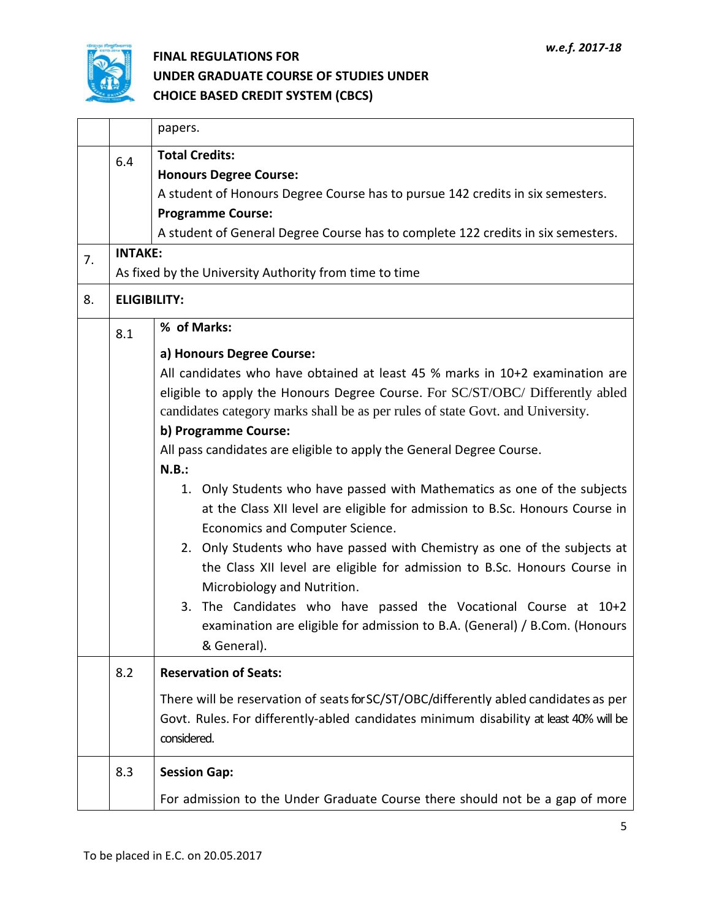| | | |
|---|---|---|
| | | papers. |
| | 6.4 | **Total Credits:**<br>**Honours Degree Course:**<br>A student of Honours Degree Course has to pursue 142 credits in six semesters.<br>**Programme Course:**<br>A student of General Degree Course has to complete 122 credits in six semesters. |
| 7. | **INTAKE:**<br>As fixed by the University Authority from time to time | |
| 8. | **ELIGIBILITY:** | |
| | 8.1 | **% of Marks:**<br>**a) Honours Degree Course:**<br>All candidates who have obtained at least 45 % marks in 10+2 examination are eligible to apply the Honours Degree Course. For SC/ST/OBC/ Differently abled candidates category marks shall be as per rules of state Govt. and University.<br>**b) Programme Course:**<br>All pass candidates are eligible to apply the General Degree Course.<br>**N.B.:**<br>1. Only Students who have passed with Mathematics as one of the subjects at the Class XII level are eligible for admission to B.Sc. Honours Course in Economics and Computer Science.<br>2. Only Students who have passed with Chemistry as one of the subjects at the Class XII level are eligible for admission to B.Sc. Honours Course in Microbiology and Nutrition.<br>3. The Candidates who have passed the Vocational Course at 10+2 examination are eligible for admission to B.A. (General) / B.Com. (Honours & General). |
| | 8.2 | **Reservation of Seats:**<br>There will be reservation of seats for SC/ST/OBC/differently abled candidates as per Govt. Rules. For differently-abled candidates minimum disability at least 40% will be considered. |
| | 8.3 | **Session Gap:**<br>For admission to the Under Graduate Course there should not be a gap of more |

To be placed in E.C. on 20.05.2017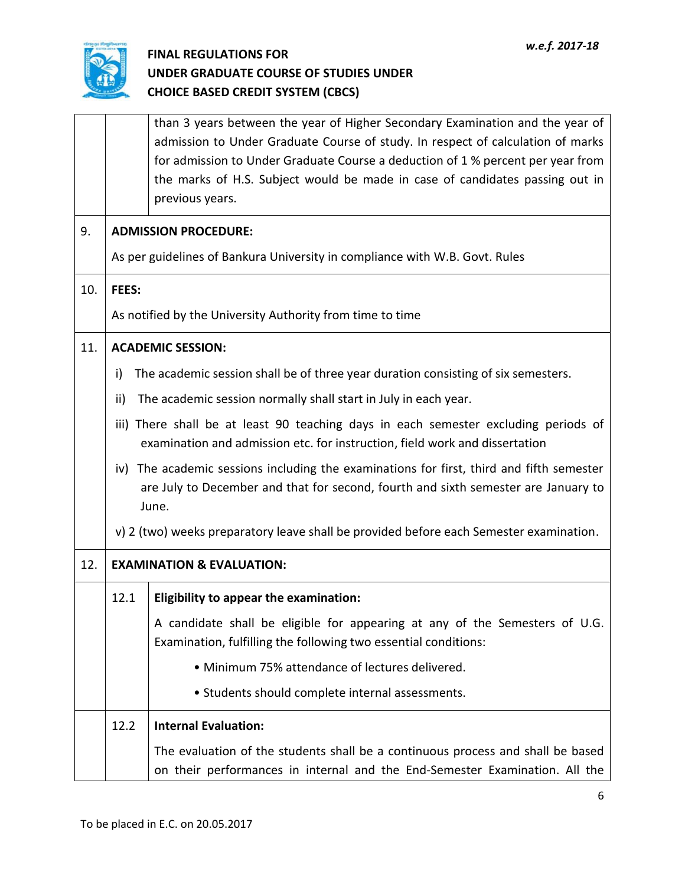than 3 years between the year of Higher Secondary Examination and the year of admission to Under Graduate Course of study. In respect of calculation of marks for admission to Under Graduate Course a deduction of 1 % percent per year from the marks of H.S. Subject would be made in case of candidates passing out in previous years.

## 9. ADMISSION PROCEDURE:

As per guidelines of Bankura University in compliance with W.B. Govt. Rules

## 10. FEES:

As notified by the University Authority from time to time

## 11. ACADEMIC SESSION:

i) The academic session shall be of three year duration consisting of six semesters.

ii) The academic session normally shall start in July in each year.

iii) There shall be at least 90 teaching days in each semester excluding periods of examination and admission etc. for instruction, field work and dissertation

iv) The academic sessions including the examinations for first, third and fifth semester are July to December and that for second, fourth and sixth semester are January to June.

v) 2 (two) weeks preparatory leave shall be provided before each Semester examination.

## 12. EXAMINATION & EVALUATION:

### 12.1 Eligibility to appear the examination:

A candidate shall be eligible for appearing at any of the Semesters of U.G. Examination, fulfilling the following two essential conditions:

- Minimum 75% attendance of lectures delivered.
- Students should complete internal assessments.

### 12.2 Internal Evaluation:

The evaluation of the students shall be a continuous process and shall be based on their performances in internal and the End-Semester Examination. All the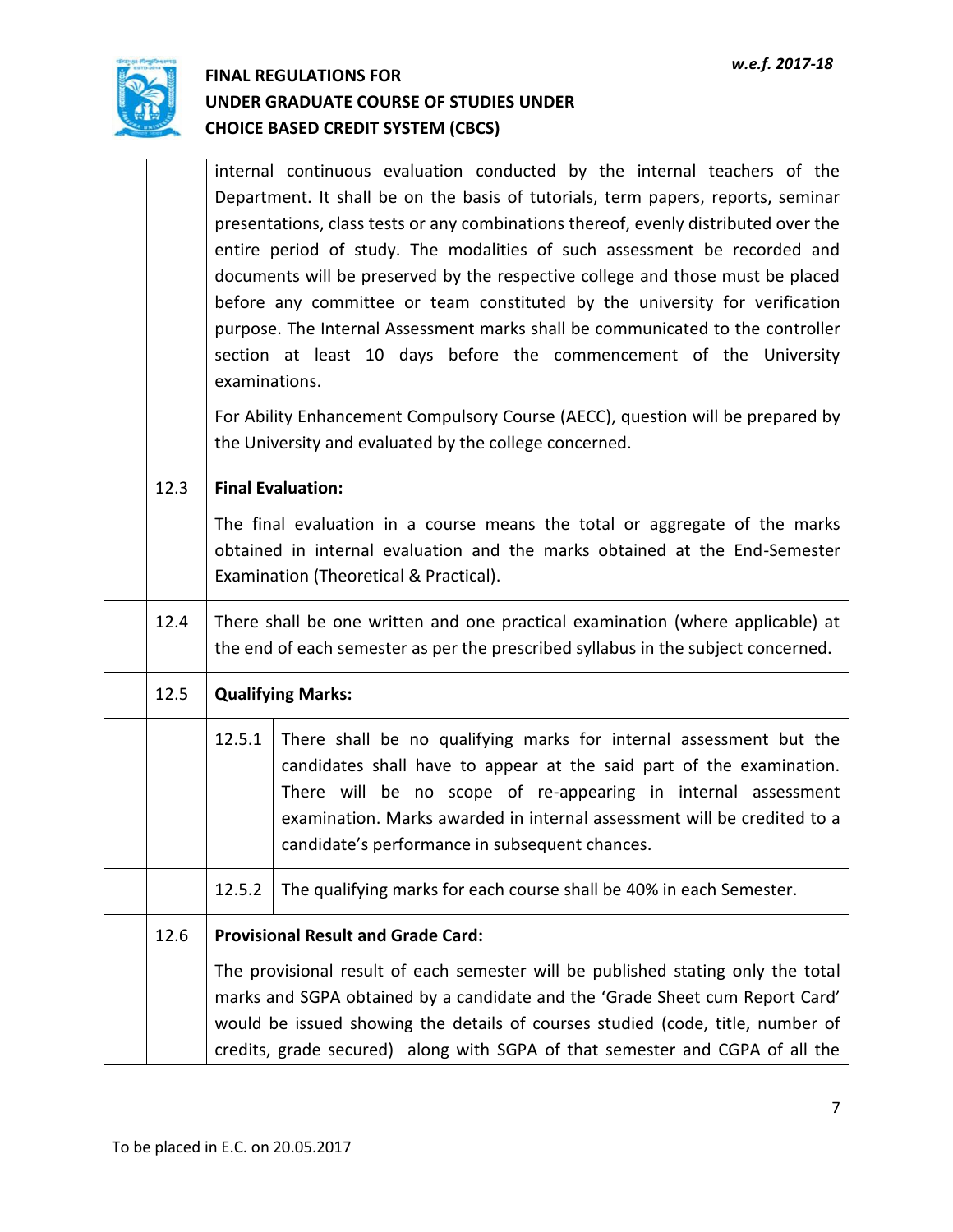internal continuous evaluation conducted by the internal teachers of the Department. It shall be on the basis of tutorials, term papers, reports, seminar presentations, class tests or any combinations thereof, evenly distributed over the entire period of study. The modalities of such assessment be recorded and documents will be preserved by the respective college and those must be placed before any committee or team constituted by the university for verification purpose. The Internal Assessment marks shall be communicated to the controller section at least 10 days before the commencement of the University examinations.

For Ability Enhancement Compulsory Course (AECC), question will be prepared by the University and evaluated by the college concerned.

12.3 **Final Evaluation:**

The final evaluation in a course means the total or aggregate of the marks obtained in internal evaluation and the marks obtained at the End-Semester Examination (Theoretical & Practical).

12.4 There shall be one written and one practical examination (where applicable) at the end of each semester as per the prescribed syllabus in the subject concerned.

12.5 **Qualifying Marks:**

12.5.1 There shall be no qualifying marks for internal assessment but the candidates shall have to appear at the said part of the examination. There will be no scope of re-appearing in internal assessment examination. Marks awarded in internal assessment will be credited to a candidate's performance in subsequent chances.

12.5.2 The qualifying marks for each course shall be 40% in each Semester.

12.6 **Provisional Result and Grade Card:**

The provisional result of each semester will be published stating only the total marks and SGPA obtained by a candidate and the 'Grade Sheet cum Report Card' would be issued showing the details of courses studied (code, title, number of credits, grade secured) along with SGPA of that semester and CGPA of all the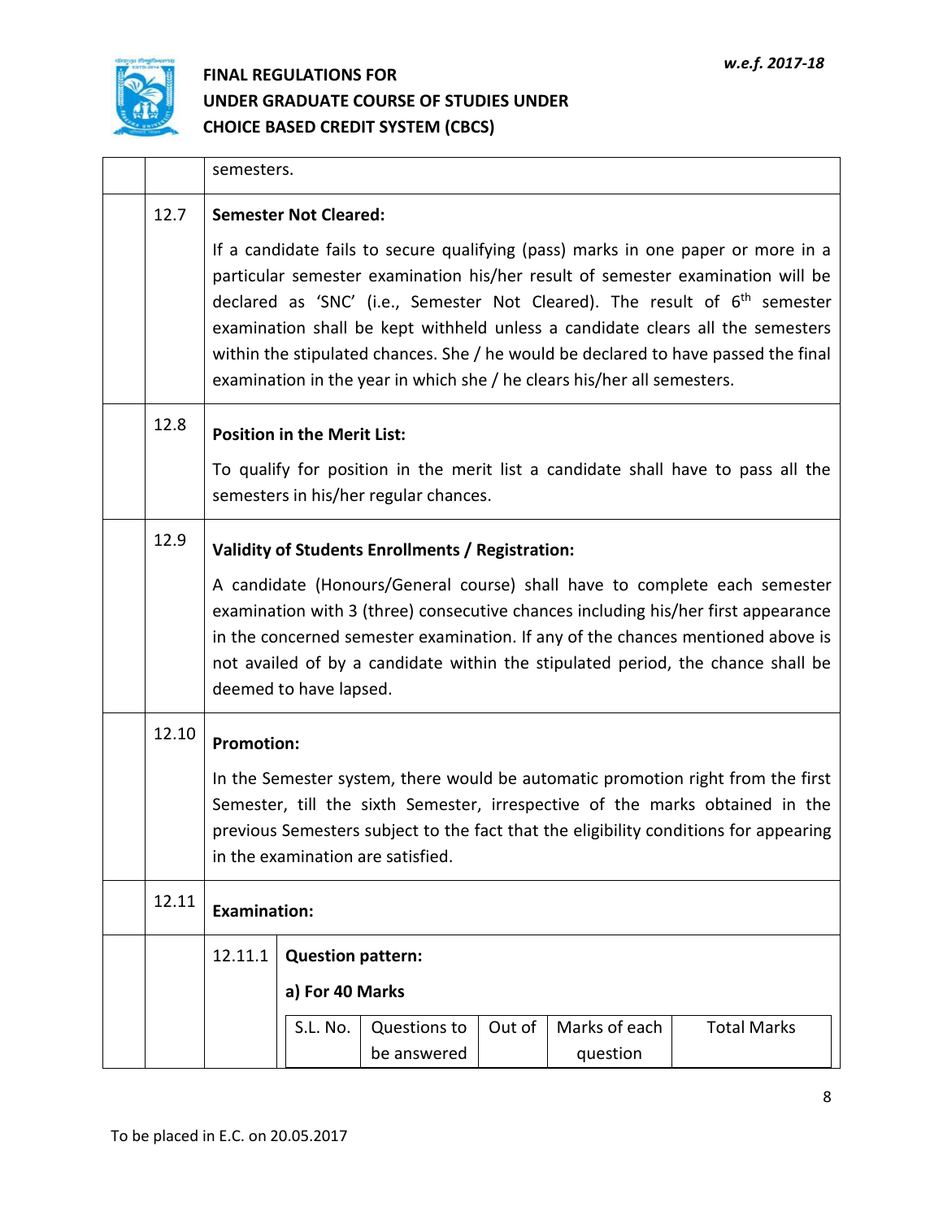semesters.

**12.7 Semester Not Cleared:**

If a candidate fails to secure qualifying (pass) marks in one paper or more in a particular semester examination his/her result of semester examination will be declared as 'SNC' (i.e., Semester Not Cleared). The result of 6th semester examination shall be kept withheld unless a candidate clears all the semesters within the stipulated chances. She / he would be declared to have passed the final examination in the year in which she / he clears his/her all semesters.

**12.8 Position in the Merit List:**

To qualify for position in the merit list a candidate shall have to pass all the semesters in his/her regular chances.

**12.9 Validity of Students Enrollments / Registration:**

A candidate (Honours/General course) shall have to complete each semester examination with 3 (three) consecutive chances including his/her first appearance in the concerned semester examination. If any of the chances mentioned above is not availed of by a candidate within the stipulated period, the chance shall be deemed to have lapsed.

**12.10 Promotion:**

In the Semester system, there would be automatic promotion right from the first Semester, till the sixth Semester, irrespective of the marks obtained in the previous Semesters subject to the fact that the eligibility conditions for appearing in the examination are satisfied.

**12.11 Examination:**

**12.11.1 Question pattern:**

**a) For 40 Marks**

| S.L. No. | Questions to be answered | Out of | Marks of each question | Total Marks |
|---|---|---|---|---|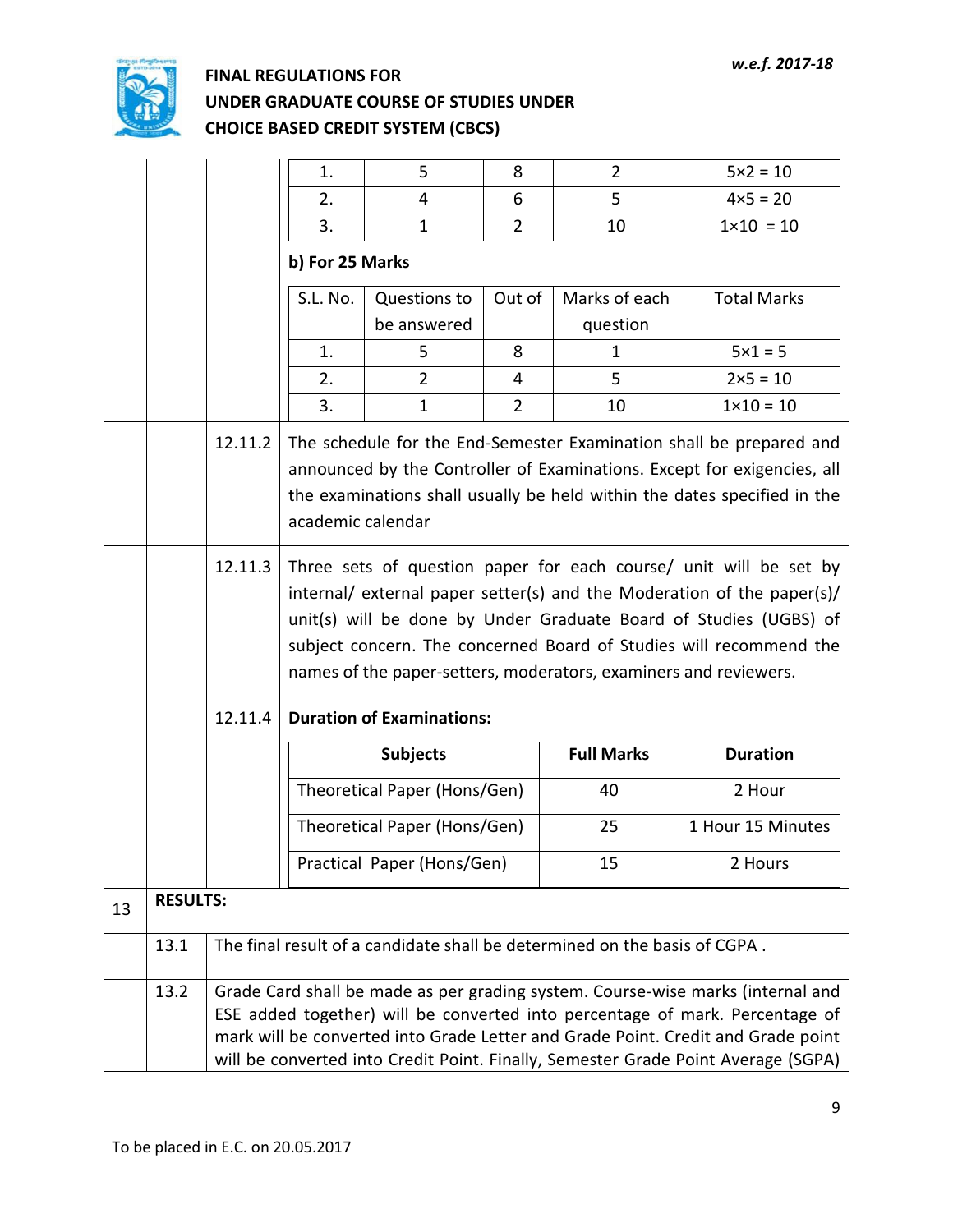| 1. | 5 | 8 | 2 | 5×2 = 10 |
|---|---|---|---|---|
| 2. | 4 | 6 | 5 | 4×5 = 20 |
| 3. | 1 | 2 | 10 | 1×10 = 10 |

**b) For 25 Marks**

| S.L. No. | Questions to be answered | Out of | Marks of each question | Total Marks |
|---|---|---|---|---|
| 1. | 5 | 8 | 1 | 5×1 = 5 |
| 2. | 2 | 4 | 5 | 2×5 = 10 |
| 3. | 1 | 2 | 10 | 1×10 = 10 |

12.11.2 The schedule for the End-Semester Examination shall be prepared and announced by the Controller of Examinations. Except for exigencies, all the examinations shall usually be held within the dates specified in the academic calendar

12.11.3 Three sets of question paper for each course/ unit will be set by internal/ external paper setter(s) and the Moderation of the paper(s)/ unit(s) will be done by Under Graduate Board of Studies (UGBS) of subject concern. The concerned Board of Studies will recommend the names of the paper-setters, moderators, examiners and reviewers.

12.11.4 **Duration of Examinations:**

| Subjects | Full Marks | Duration |
|---|---|---|
| Theoretical Paper (Hons/Gen) | 40 | 2 Hour |
| Theoretical Paper (Hons/Gen) | 25 | 1 Hour 15 Minutes |
| Practical Paper (Hons/Gen) | 15 | 2 Hours |

## 13 RESULTS:

13.1 The final result of a candidate shall be determined on the basis of CGPA .

13.2 Grade Card shall be made as per grading system. Course-wise marks (internal and ESE added together) will be converted into percentage of mark. Percentage of mark will be converted into Grade Letter and Grade Point. Credit and Grade point will be converted into Credit Point. Finally, Semester Grade Point Average (SGPA)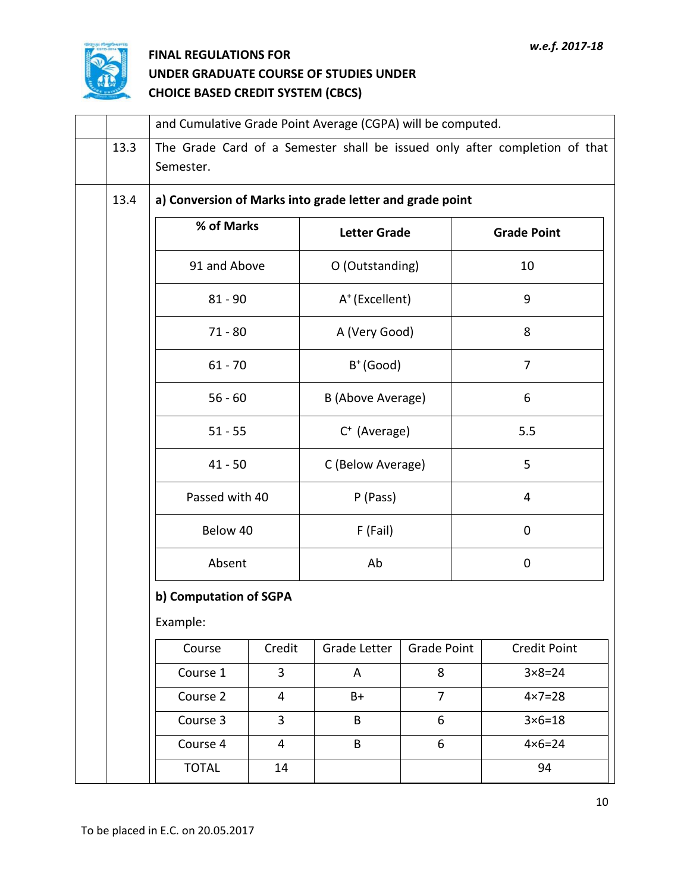and Cumulative Grade Point Average (CGPA) will be computed.

13.3 The Grade Card of a Semester shall be issued only after completion of that Semester.

13.4 **a) Conversion of Marks into grade letter and grade point**

| % of Marks | Letter Grade | Grade Point |
|---|---|---|
| 91 and Above | O (Outstanding) | 10 |
| 81 - 90 | $A^+$ (Excellent) | 9 |
| 71 - 80 | A (Very Good) | 8 |
| 61 - 70 | $B^+$ (Good) | 7 |
| 56 - 60 | B (Above Average) | 6 |
| 51 - 55 | $C^+$ (Average) | 5.5 |
| 41 - 50 | C (Below Average) | 5 |
| Passed with 40 | P (Pass) | 4 |
| Below 40 | F (Fail) | 0 |
| Absent | Ab | 0 |

**b) Computation of SGPA**

Example:

| Course | Credit | Grade Letter | Grade Point | Credit Point |
|---|---|---|---|---|
| Course 1 | 3 | A | 8 | 3×8=24 |
| Course 2 | 4 | B+ | 7 | 4×7=28 |
| Course 3 | 3 | B | 6 | 3×6=18 |
| Course 4 | 4 | B | 6 | 4×6=24 |
| TOTAL | 14 | | | 94 |

To be placed in E.C. on 20.05.2017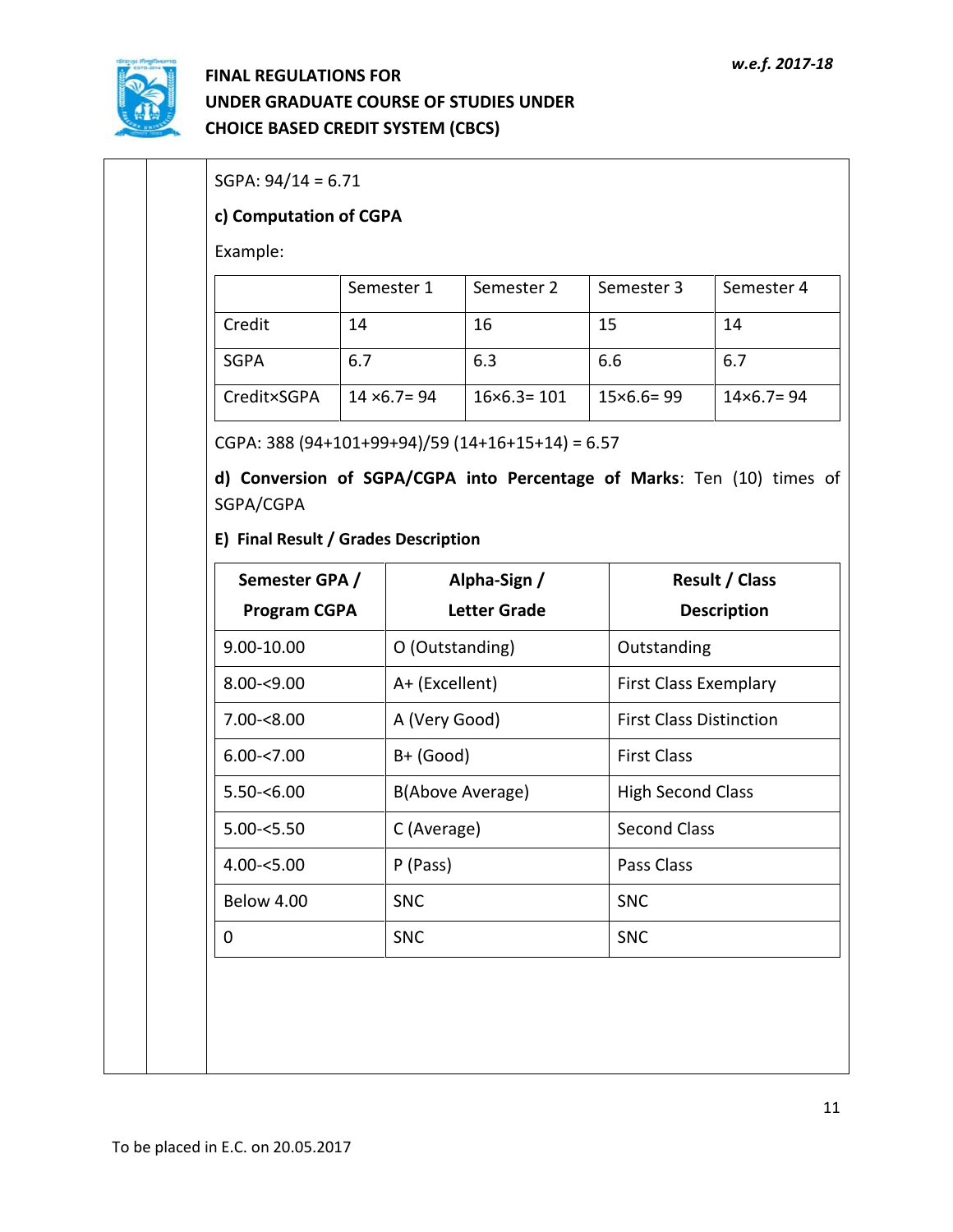SGPA: 94/14 = 6.71

**c) Computation of CGPA**

Example:

| | Semester 1 | Semester 2 | Semester 3 | Semester 4 |
|---|---|---|---|---|
| Credit | 14 | 16 | 15 | 14 |
| SGPA | 6.7 | 6.3 | 6.6 | 6.7 |
| Credit×SGPA | 14 ×6.7= 94 | 16×6.3= 101 | 15×6.6= 99 | 14×6.7= 94 |

CGPA: 388 (94+101+99+94)/59 (14+16+15+14) = 6.57

**d) Conversion of SGPA/CGPA into Percentage of Marks**: Ten (10) times of SGPA/CGPA

**E) Final Result / Grades Description**

| Semester GPA / Program CGPA | Alpha-Sign / Letter Grade | Result / Class Description |
|---|---|---|
| 9.00-10.00 | O (Outstanding) | Outstanding |
| 8.00-<9.00 | A+ (Excellent) | First Class Exemplary |
| 7.00-<8.00 | A (Very Good) | First Class Distinction |
| 6.00-<7.00 | B+ (Good) | First Class |
| 5.50-<6.00 | B(Above Average) | High Second Class |
| 5.00-<5.50 | C (Average) | Second Class |
| 4.00-<5.00 | P (Pass) | Pass Class |
| Below 4.00 | SNC | SNC |
| 0 | SNC | SNC |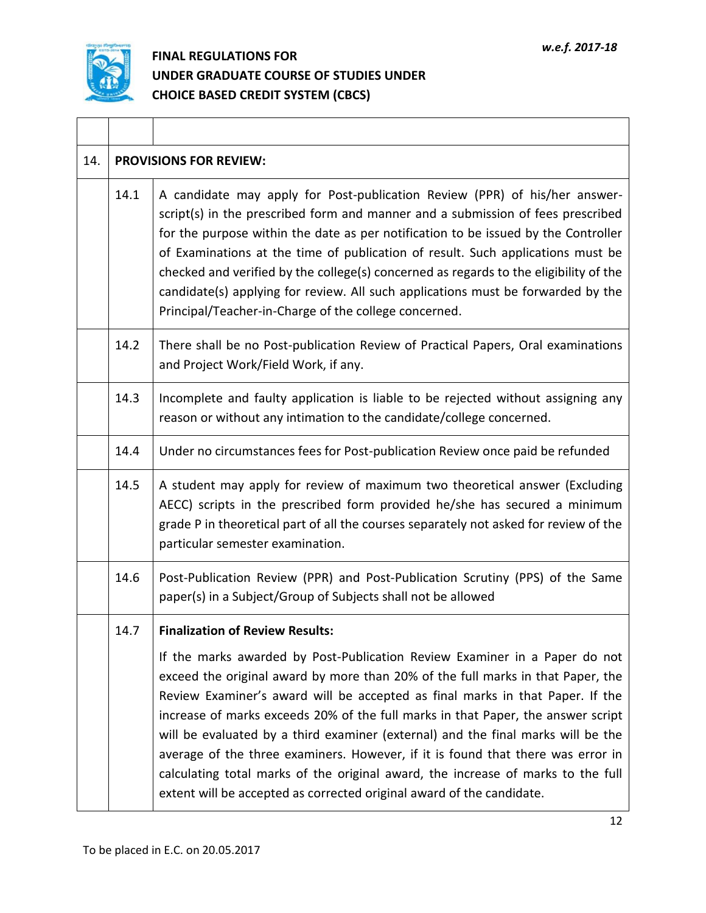| | | |
|---|---|---|
| 14. | **PROVISIONS FOR REVIEW:** | |
| | 14.1 | A candidate may apply for Post-publication Review (PPR) of his/her answer-script(s) in the prescribed form and manner and a submission of fees prescribed for the purpose within the date as per notification to be issued by the Controller of Examinations at the time of publication of result. Such applications must be checked and verified by the college(s) concerned as regards to the eligibility of the candidate(s) applying for review. All such applications must be forwarded by the Principal/Teacher-in-Charge of the college concerned. |
| | 14.2 | There shall be no Post-publication Review of Practical Papers, Oral examinations and Project Work/Field Work, if any. |
| | 14.3 | Incomplete and faulty application is liable to be rejected without assigning any reason or without any intimation to the candidate/college concerned. |
| | 14.4 | Under no circumstances fees for Post-publication Review once paid be refunded |
| | 14.5 | A student may apply for review of maximum two theoretical answer (Excluding AECC) scripts in the prescribed form provided he/she has secured a minimum grade P in theoretical part of all the courses separately not asked for review of the particular semester examination. |
| | 14.6 | Post-Publication Review (PPR) and Post-Publication Scrutiny (PPS) of the Same paper(s) in a Subject/Group of Subjects shall not be allowed |
| | 14.7 | **Finalization of Review Results:** If the marks awarded by Post-Publication Review Examiner in a Paper do not exceed the original award by more than 20% of the full marks in that Paper, the Review Examiner's award will be accepted as final marks in that Paper. If the increase of marks exceeds 20% of the full marks in that Paper, the answer script will be evaluated by a third examiner (external) and the final marks will be the average of the three examiners. However, if it is found that there was error in calculating total marks of the original award, the increase of marks to the full extent will be accepted as corrected original award of the candidate. |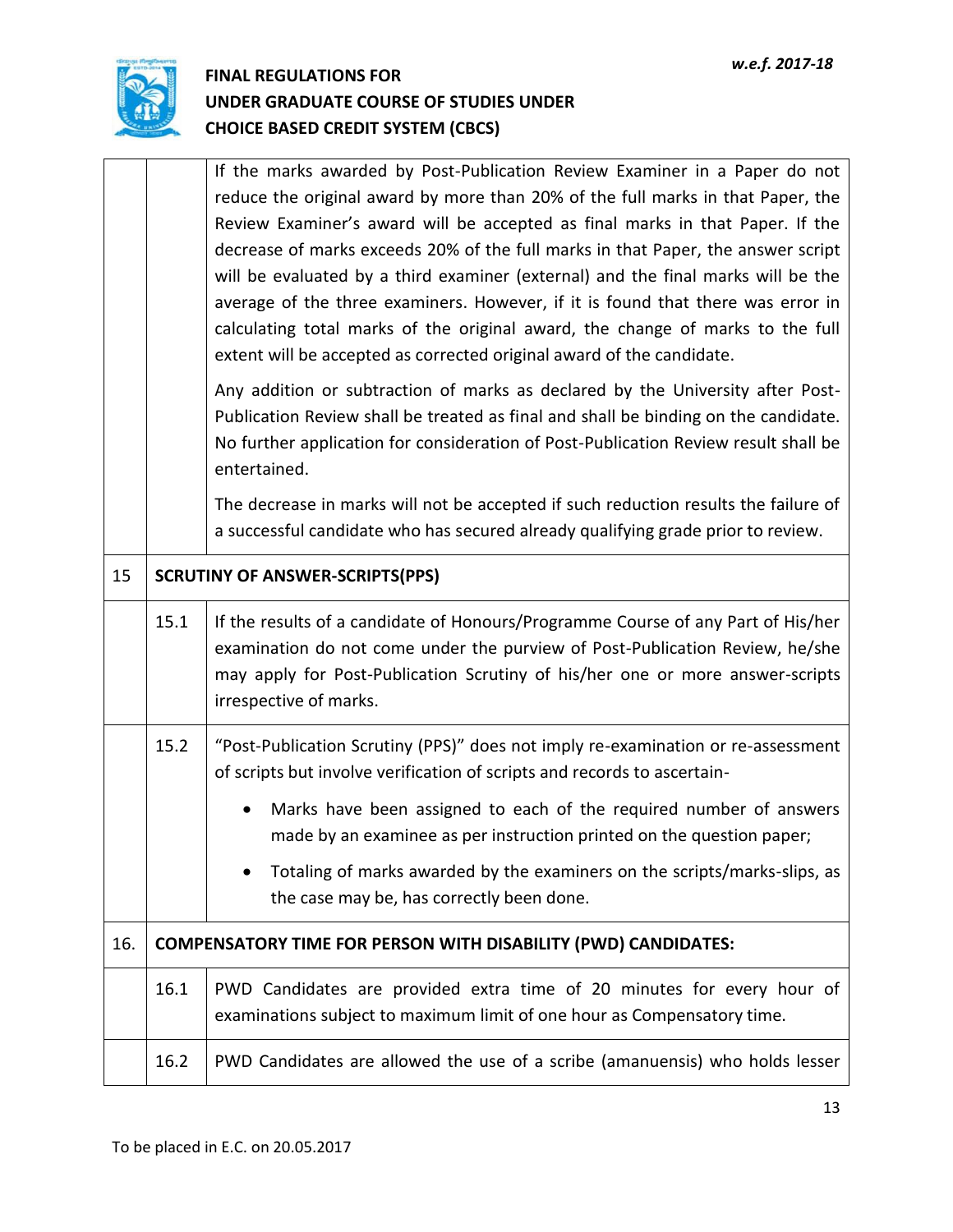| | | |
|---|---|---|
| | | If the marks awarded by Post-Publication Review Examiner in a Paper do not reduce the original award by more than 20% of the full marks in that Paper, the Review Examiner's award will be accepted as final marks in that Paper. If the decrease of marks exceeds 20% of the full marks in that Paper, the answer script will be evaluated by a third examiner (external) and the final marks will be the average of the three examiners. However, if it is found that there was error in calculating total marks of the original award, the change of marks to the full extent will be accepted as corrected original award of the candidate.<br><br>Any addition or subtraction of marks as declared by the University after Post-Publication Review shall be treated as final and shall be binding on the candidate. No further application for consideration of Post-Publication Review result shall be entertained.<br><br>The decrease in marks will not be accepted if such reduction results the failure of a successful candidate who has secured already qualifying grade prior to review. |
| 15 | **SCRUTINY OF ANSWER-SCRIPTS(PPS)** | |
| | 15.1 | If the results of a candidate of Honours/Programme Course of any Part of His/her examination do not come under the purview of Post-Publication Review, he/she may apply for Post-Publication Scrutiny of his/her one or more answer-scripts irrespective of marks. |
| | 15.2 | "Post-Publication Scrutiny (PPS)" does not imply re-examination or re-assessment of scripts but involve verification of scripts and records to ascertain-<br><br>• Marks have been assigned to each of the required number of answers made by an examinee as per instruction printed on the question paper;<br><br>• Totaling of marks awarded by the examiners on the scripts/marks-slips, as the case may be, has correctly been done. |
| 16. | **COMPENSATORY TIME FOR PERSON WITH DISABILITY (PWD) CANDIDATES:** | |
| | 16.1 | PWD Candidates are provided extra time of 20 minutes for every hour of examinations subject to maximum limit of one hour as Compensatory time. |
| | 16.2 | PWD Candidates are allowed the use of a scribe (amanuensis) who holds lesser |

To be placed in E.C. on 20.05.2017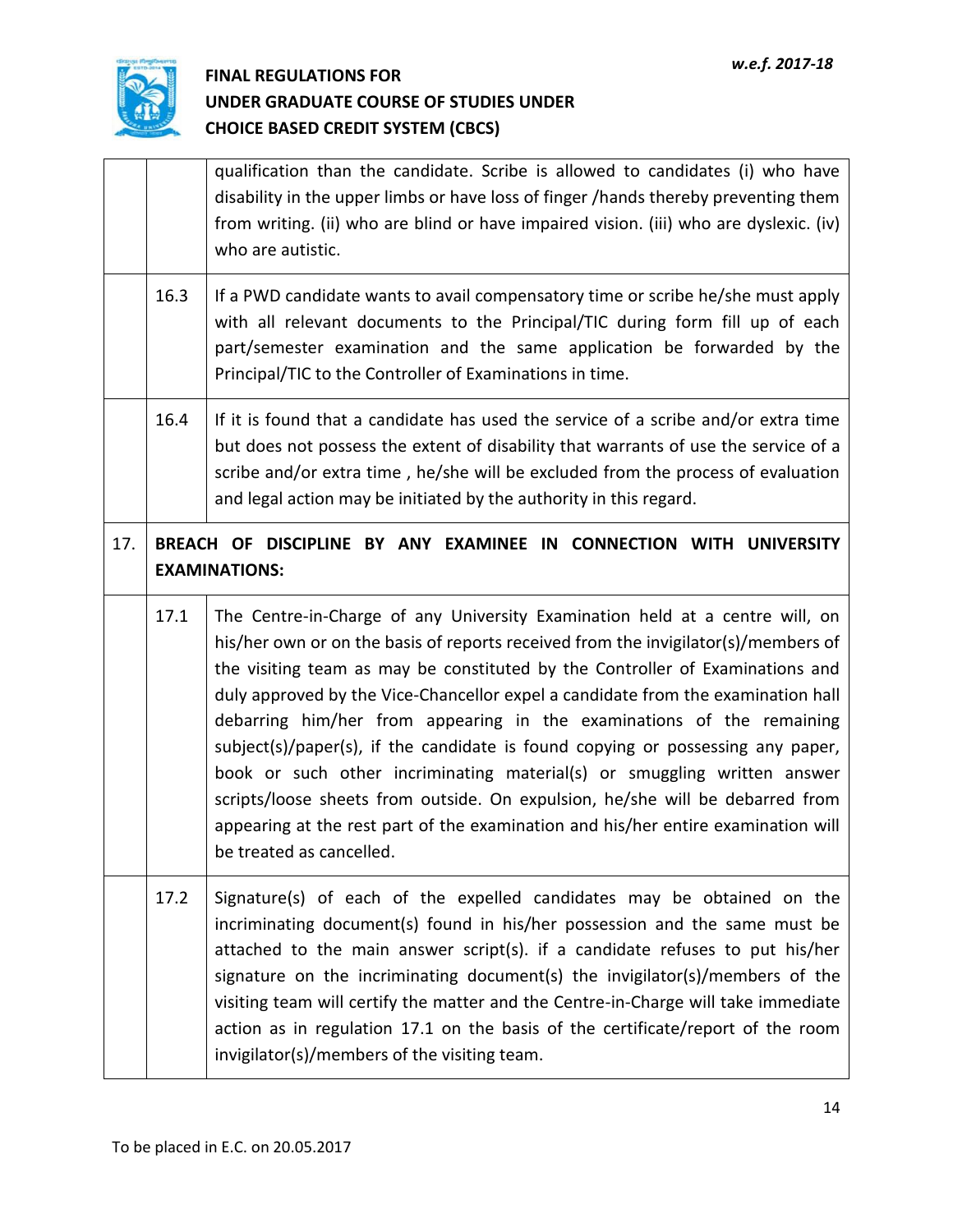| | | |
|---|---|---|
| | | qualification than the candidate. Scribe is allowed to candidates (i) who have disability in the upper limbs or have loss of finger /hands thereby preventing them from writing. (ii) who are blind or have impaired vision. (iii) who are dyslexic. (iv) who are autistic. |
| | 16.3 | If a PWD candidate wants to avail compensatory time or scribe he/she must apply with all relevant documents to the Principal/TIC during form fill up of each part/semester examination and the same application be forwarded by the Principal/TIC to the Controller of Examinations in time. |
| | 16.4 | If it is found that a candidate has used the service of a scribe and/or extra time but does not possess the extent of disability that warrants of use the service of a scribe and/or extra time , he/she will be excluded from the process of evaluation and legal action may be initiated by the authority in this regard. |
| 17. | **BREACH OF DISCIPLINE BY ANY EXAMINEE IN CONNECTION WITH UNIVERSITY EXAMINATIONS:** | |
| | 17.1 | The Centre-in-Charge of any University Examination held at a centre will, on his/her own or on the basis of reports received from the invigilator(s)/members of the visiting team as may be constituted by the Controller of Examinations and duly approved by the Vice-Chancellor expel a candidate from the examination hall debarring him/her from appearing in the examinations of the remaining subject(s)/paper(s), if the candidate is found copying or possessing any paper, book or such other incriminating material(s) or smuggling written answer scripts/loose sheets from outside. On expulsion, he/she will be debarred from appearing at the rest part of the examination and his/her entire examination will be treated as cancelled. |
| | 17.2 | Signature(s) of each of the expelled candidates may be obtained on the incriminating document(s) found in his/her possession and the same must be attached to the main answer script(s). if a candidate refuses to put his/her signature on the incriminating document(s) the invigilator(s)/members of the visiting team will certify the matter and the Centre-in-Charge will take immediate action as in regulation 17.1 on the basis of the certificate/report of the room invigilator(s)/members of the visiting team. |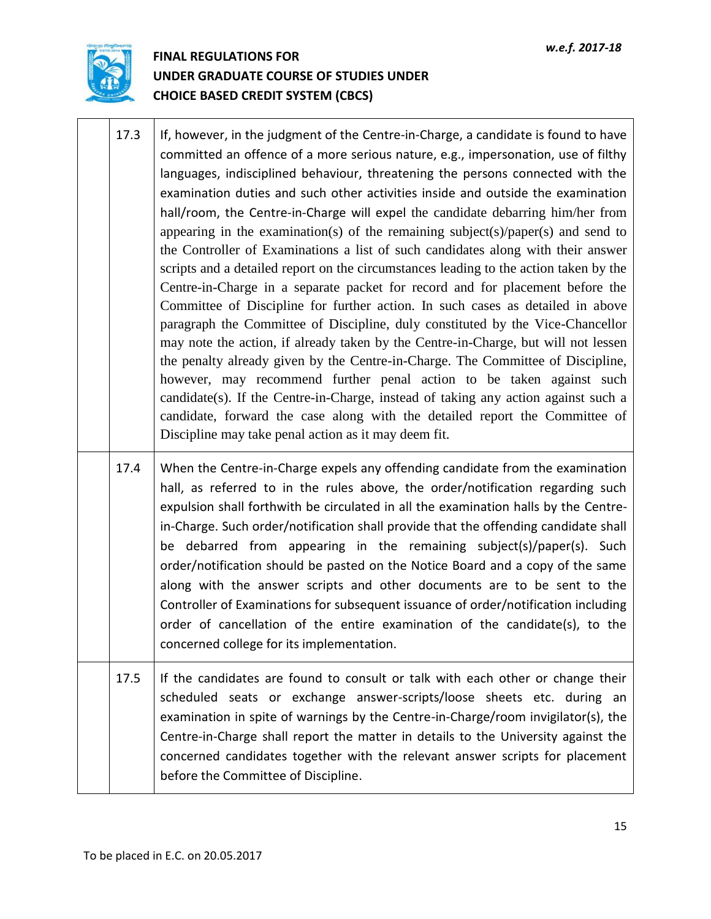| | | |
|---|---|---|
| | 17.3 | If, however, in the judgment of the Centre-in-Charge, a candidate is found to have committed an offence of a more serious nature, e.g., impersonation, use of filthy languages, indisciplined behaviour, threatening the persons connected with the examination duties and such other activities inside and outside the examination hall/room, the Centre-in-Charge will expel the candidate debarring him/her from appearing in the examination(s) of the remaining subject(s)/paper(s) and send to the Controller of Examinations a list of such candidates along with their answer scripts and a detailed report on the circumstances leading to the action taken by the Centre-in-Charge in a separate packet for record and for placement before the Committee of Discipline for further action. In such cases as detailed in above paragraph the Committee of Discipline, duly constituted by the Vice-Chancellor may note the action, if already taken by the Centre-in-Charge, but will not lessen the penalty already given by the Centre-in-Charge. The Committee of Discipline, however, may recommend further penal action to be taken against such candidate(s). If the Centre-in-Charge, instead of taking any action against such a candidate, forward the case along with the detailed report the Committee of Discipline may take penal action as it may deem fit. |
| | 17.4 | When the Centre-in-Charge expels any offending candidate from the examination hall, as referred to in the rules above, the order/notification regarding such expulsion shall forthwith be circulated in all the examination halls by the Centre-in-Charge. Such order/notification shall provide that the offending candidate shall be debarred from appearing in the remaining subject(s)/paper(s). Such order/notification should be pasted on the Notice Board and a copy of the same along with the answer scripts and other documents are to be sent to the Controller of Examinations for subsequent issuance of order/notification including order of cancellation of the entire examination of the candidate(s), to the concerned college for its implementation. |
| | 17.5 | If the candidates are found to consult or talk with each other or change their scheduled seats or exchange answer-scripts/loose sheets etc. during an examination in spite of warnings by the Centre-in-Charge/room invigilator(s), the Centre-in-Charge shall report the matter in details to the University against the concerned candidates together with the relevant answer scripts for placement before the Committee of Discipline. |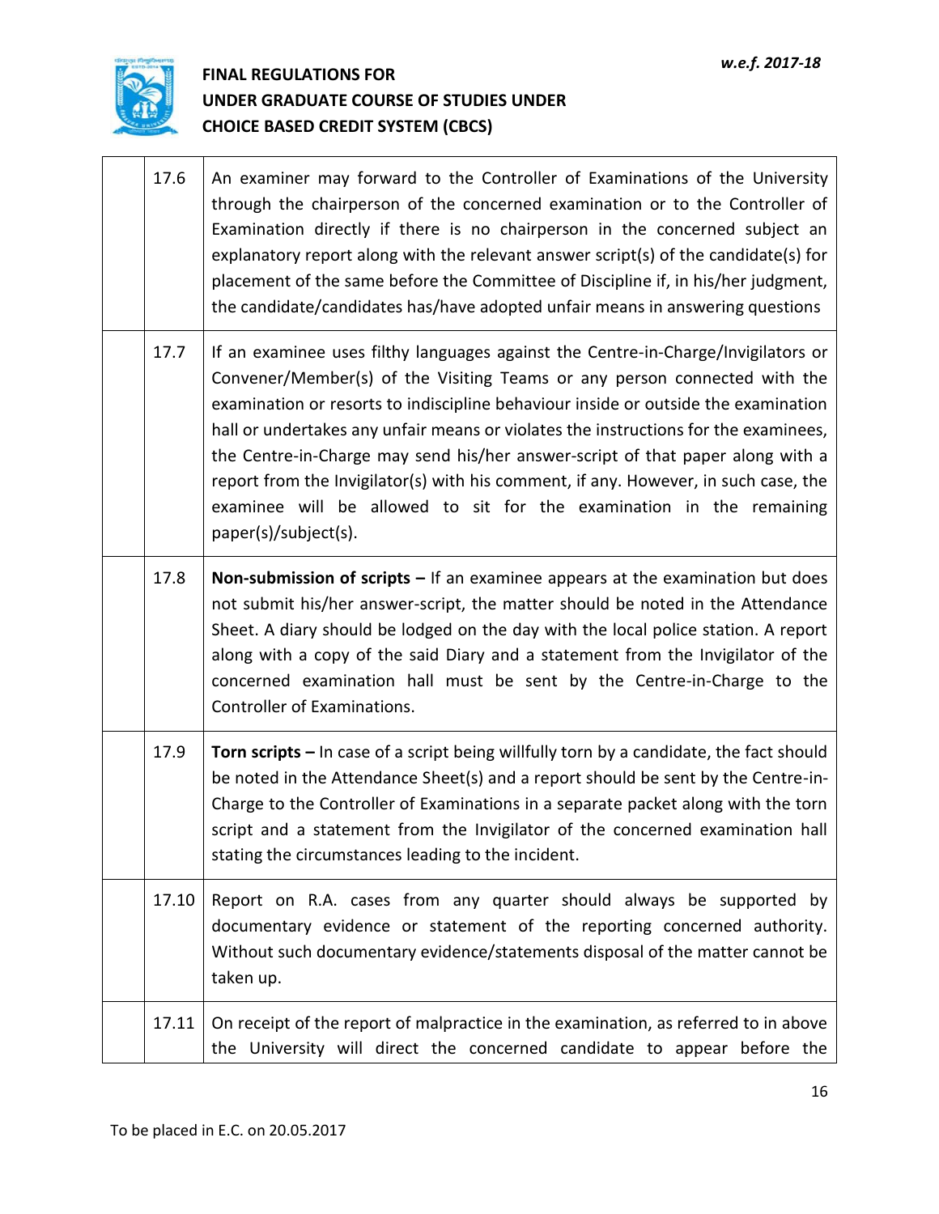| | | |
|---|---|---|
| | 17.6 | An examiner may forward to the Controller of Examinations of the University through the chairperson of the concerned examination or to the Controller of Examination directly if there is no chairperson in the concerned subject an explanatory report along with the relevant answer script(s) of the candidate(s) for placement of the same before the Committee of Discipline if, in his/her judgment, the candidate/candidates has/have adopted unfair means in answering questions |
| | 17.7 | If an examinee uses filthy languages against the Centre-in-Charge/Invigilators or Convener/Member(s) of the Visiting Teams or any person connected with the examination or resorts to indiscipline behaviour inside or outside the examination hall or undertakes any unfair means or violates the instructions for the examinees, the Centre-in-Charge may send his/her answer-script of that paper along with a report from the Invigilator(s) with his comment, if any. However, in such case, the examinee will be allowed to sit for the examination in the remaining paper(s)/subject(s). |
| | 17.8 | **Non-submission of scripts –** If an examinee appears at the examination but does not submit his/her answer-script, the matter should be noted in the Attendance Sheet. A diary should be lodged on the day with the local police station. A report along with a copy of the said Diary and a statement from the Invigilator of the concerned examination hall must be sent by the Centre-in-Charge to the Controller of Examinations. |
| | 17.9 | **Torn scripts –** In case of a script being willfully torn by a candidate, the fact should be noted in the Attendance Sheet(s) and a report should be sent by the Centre-in-Charge to the Controller of Examinations in a separate packet along with the torn script and a statement from the Invigilator of the concerned examination hall stating the circumstances leading to the incident. |
| | 17.10 | Report on R.A. cases from any quarter should always be supported by documentary evidence or statement of the reporting concerned authority. Without such documentary evidence/statements disposal of the matter cannot be taken up. |
| | 17.11 | On receipt of the report of malpractice in the examination, as referred to in above the University will direct the concerned candidate to appear before the |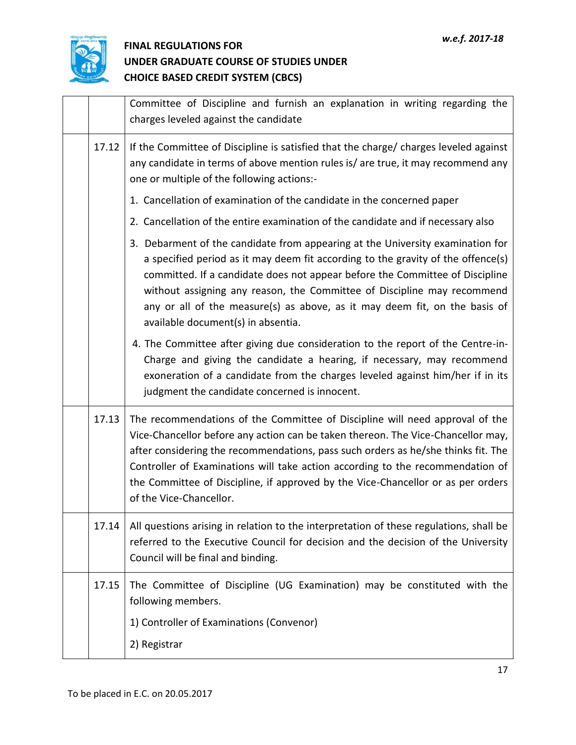| | | |
|---|---|---|
| | | Committee of Discipline and furnish an explanation in writing regarding the charges leveled against the candidate |
| | 17.12 | If the Committee of Discipline is satisfied that the charge/ charges leveled against any candidate in terms of above mention rules is/ are true, it may recommend any one or multiple of the following actions:-<br><br>1. Cancellation of examination of the candidate in the concerned paper<br>2. Cancellation of the entire examination of the candidate and if necessary also<br>3. Debarment of the candidate from appearing at the University examination for a specified period as it may deem fit according to the gravity of the offence(s) committed. If a candidate does not appear before the Committee of Discipline without assigning any reason, the Committee of Discipline may recommend any or all of the measure(s) as above, as it may deem fit, on the basis of available document(s) in absentia.<br>4. The Committee after giving due consideration to the report of the Centre-in-Charge and giving the candidate a hearing, if necessary, may recommend exoneration of a candidate from the charges leveled against him/her if in its judgment the candidate concerned is innocent. |
| | 17.13 | The recommendations of the Committee of Discipline will need approval of the Vice-Chancellor before any action can be taken thereon. The Vice-Chancellor may, after considering the recommendations, pass such orders as he/she thinks fit. The Controller of Examinations will take action according to the recommendation of the Committee of Discipline, if approved by the Vice-Chancellor or as per orders of the Vice-Chancellor. |
| | 17.14 | All questions arising in relation to the interpretation of these regulations, shall be referred to the Executive Council for decision and the decision of the University Council will be final and binding. |
| | 17.15 | The Committee of Discipline (UG Examination) may be constituted with the following members.<br><br>1) Controller of Examinations (Convenor)<br>2) Registrar |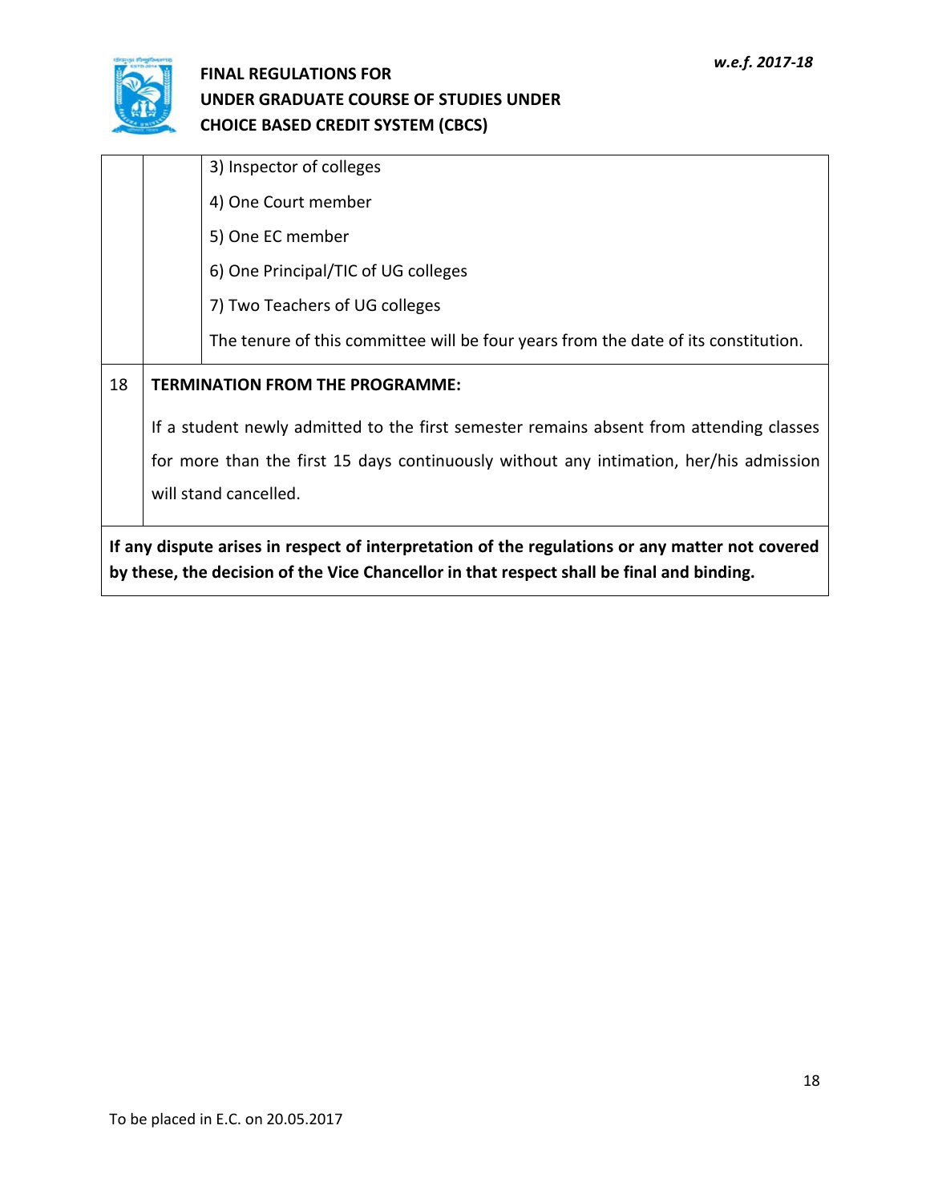| | | |
|---|---|---|
| | | 3) Inspector of colleges<br>4) One Court member<br>5) One EC member<br>6) One Principal/TIC of UG colleges<br>7) Two Teachers of UG colleges<br>The tenure of this committee will be four years from the date of its constitution. |
| 18 | **TERMINATION FROM THE PROGRAMME:**<br><br>If a student newly admitted to the first semester remains absent from attending classes for more than the first 15 days continuously without any intimation, her/his admission will stand cancelled. | |

**If any dispute arises in respect of interpretation of the regulations or any matter not covered by these, the decision of the Vice Chancellor in that respect shall be final and binding.**